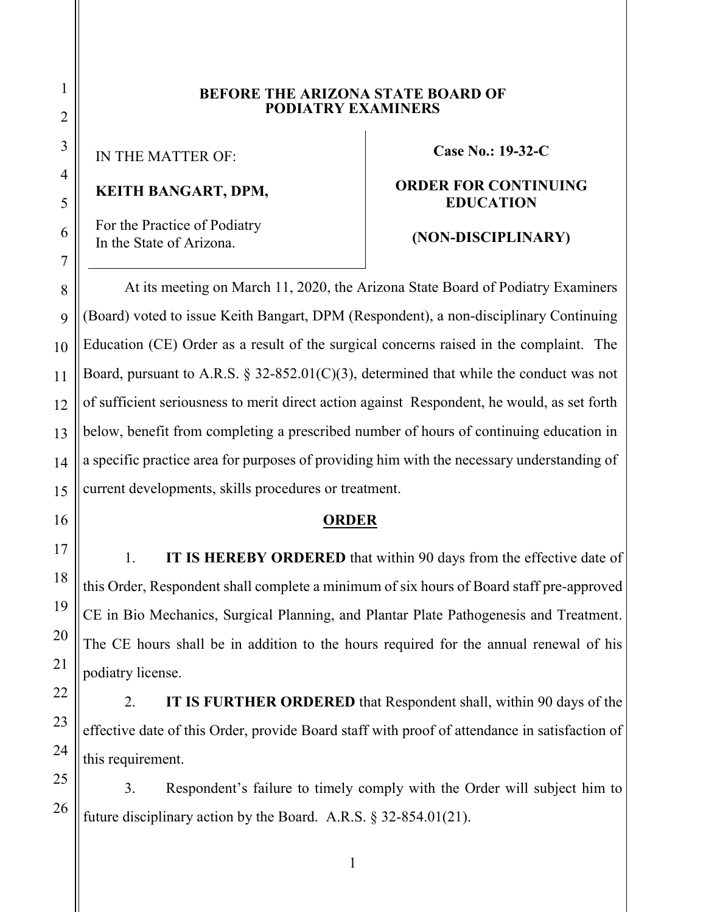**BEFORE THE ARIZONA STATE BOARD OF PODIATRY EXAMINERS**

IN THE MATTER OF:

**KEITH BANGART, DPM,**

For the Practice of Podiatry
In the State of Arizona.

**Case No.: 19-32-C**

**ORDER FOR CONTINUING EDUCATION**

**(NON-DISCIPLINARY)**

At its meeting on March 11, 2020, the Arizona State Board of Podiatry Examiners (Board) voted to issue Keith Bangart, DPM (Respondent), a non-disciplinary Continuing Education (CE) Order as a result of the surgical concerns raised in the complaint. The Board, pursuant to A.R.S. § 32-852.01(C)(3), determined that while the conduct was not of sufficient seriousness to merit direct action against Respondent, he would, as set forth below, benefit from completing a prescribed number of hours of continuing education in a specific practice area for purposes of providing him with the necessary understanding of current developments, skills procedures or treatment.

**ORDER**

1. **IT IS HEREBY ORDERED** that within 90 days from the effective date of this Order, Respondent shall complete a minimum of six hours of Board staff pre-approved CE in Bio Mechanics, Surgical Planning, and Plantar Plate Pathogenesis and Treatment. The CE hours shall be in addition to the hours required for the annual renewal of his podiatry license.

2. **IT IS FURTHER ORDERED** that Respondent shall, within 90 days of the effective date of this Order, provide Board staff with proof of attendance in satisfaction of this requirement.

3. Respondent's failure to timely comply with the Order will subject him to future disciplinary action by the Board. A.R.S. § 32-854.01(21).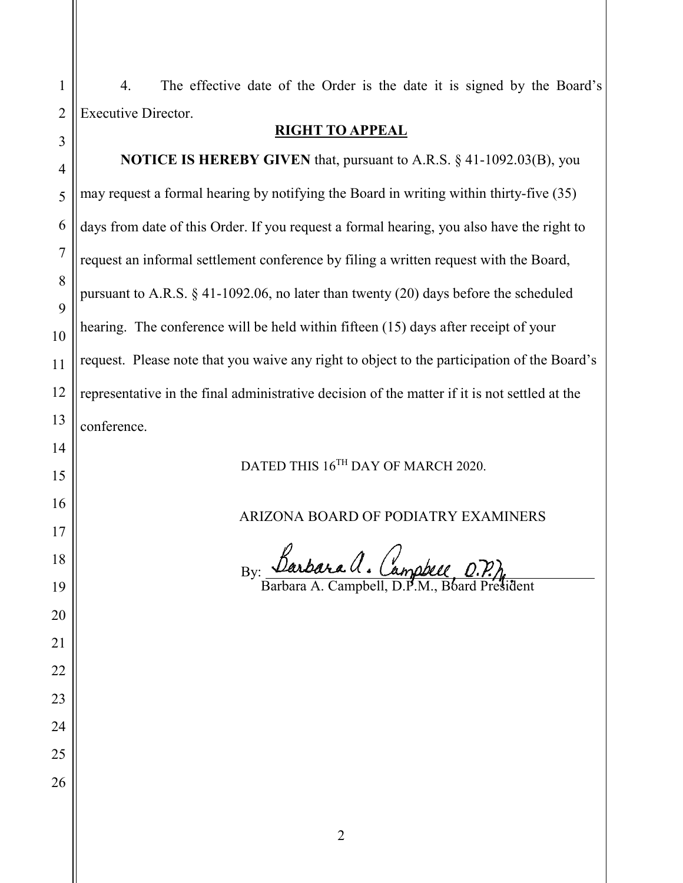4. The effective date of the Order is the date it is signed by the Board's Executive Director.

**RIGHT TO APPEAL**

**NOTICE IS HEREBY GIVEN** that, pursuant to A.R.S. § 41-1092.03(B), you may request a formal hearing by notifying the Board in writing within thirty-five (35) days from date of this Order. If you request a formal hearing, you also have the right to request an informal settlement conference by filing a written request with the Board, pursuant to A.R.S. § 41-1092.06, no later than twenty (20) days before the scheduled hearing. The conference will be held within fifteen (15) days after receipt of your request. Please note that you waive any right to object to the participation of the Board's representative in the final administrative decision of the matter if it is not settled at the conference.

DATED THIS 16TH DAY OF MARCH 2020.

ARIZONA BOARD OF PODIATRY EXAMINERS

By: Barbara A. Campbell, D.P.M.

Barbara A. Campbell, D.P.M., Board President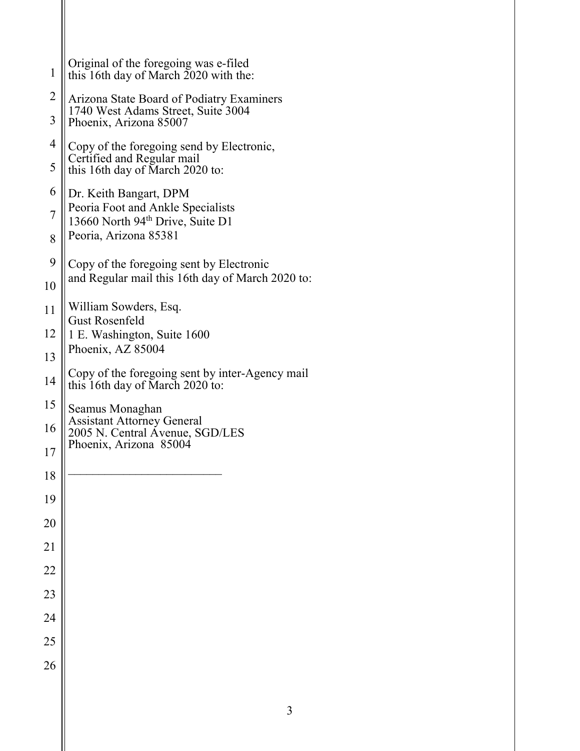Original of the foregoing was e-filed
this 16th day of March 2020 with the:

Arizona State Board of Podiatry Examiners
1740 West Adams Street, Suite 3004
Phoenix, Arizona 85007

Copy of the foregoing send by Electronic,
Certified and Regular mail
this 16th day of March 2020 to:

Dr. Keith Bangart, DPM
Peoria Foot and Ankle Specialists
13660 North 94th Drive, Suite D1
Peoria, Arizona 85381

Copy of the foregoing sent by Electronic
and Regular mail this 16th day of March 2020 to:

William Sowders, Esq.
Gust Rosenfeld
1 E. Washington, Suite 1600
Phoenix, AZ 85004

Copy of the foregoing sent by inter-Agency mail
this 16th day of March 2020 to:

Seamus Monaghan
Assistant Attorney General
2005 N. Central Avenue, SGD/LES
Phoenix, Arizona 85004

\_\_\_\_\_\_\_\_\_\_\_\_\_\_\_\_\_\_\_\_\_\_\_\_\_\_